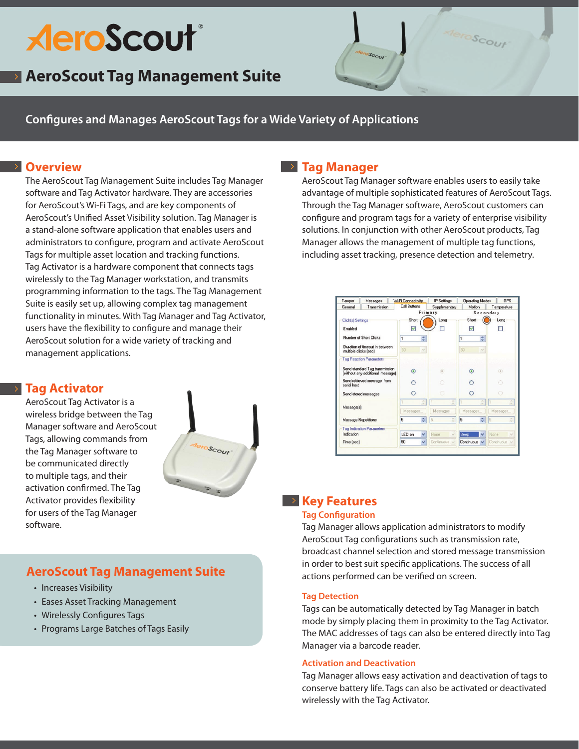# AeroScout Tag Management Suite

## Configures and Manages AeroScout Tags for a Wide Variety of Applications

## Overview

The AeroScout Tag Management Suite includes Tag Manager software and Tag Activator hardware. They are accessories for AeroScout's Wi-Fi Tags, and are key components of AeroScout's Unified Asset Visibility solution. Tag Manager is a stand-alone software application that enables users and administrators to configure, program and activate AeroScout Tags for multiple asset location and tracking functions. Tag Activator is a hardware component that connects tags wirelessly to the Tag Manager workstation, and transmits programming information to the tags. The Tag Management Suite is easily set up, allowing complex tag management functionality in minutes. With Tag Manager and Tag Activator, users have the flexibility to configure and manage their AeroScout solution for a wide variety of tracking and management applications.

## Tag Activator

AeroScout Tag Activator is a wireless bridge between the Tag Manager software and AeroScout Tags, allowing commands from the Tag Manager software to be communicated directly to multiple tags, and their activation confirmed. The Tag Activator provides flexibility for users of the Tag Manager software.

## AeroScout Tag Management Suite

- Increases Visibility
- Eases Asset Tracking Management
- Wirelessly Configures Tags
- Programs Large Batches of Tags Easily

## Tag Manager

AeroScout Tag Manager software enables users to easily take advantage of multiple sophisticated features of AeroScout Tags. Through the Tag Manager software, AeroScout customers can configure and program tags for a variety of enterprise visibility solutions. In conjunction with other AeroScout products, Tag Manager allows the management of multiple tag functions, including asset tracking, presence detection and telemetry.

## Key Features

### Tag Configuration

Tag Manager allows application administrators to modify AeroScout Tag configurations such as transmission rate, broadcast channel selection and stored message transmission in order to best suit specific applications. The success of all actions performed can be verified on screen.

### Tag Detection

Tags can be automatically detected by Tag Manager in batch mode by simply placing them in proximity to the Tag Activator. The MAC addresses of tags can also be entered directly into Tag Manager via a barcode reader.

### Activation and Deactivation

Tag Manager allows easy activation and deactivation of tags to conserve battery life. Tags can also be activated or deactivated wirelessly with the Tag Activator.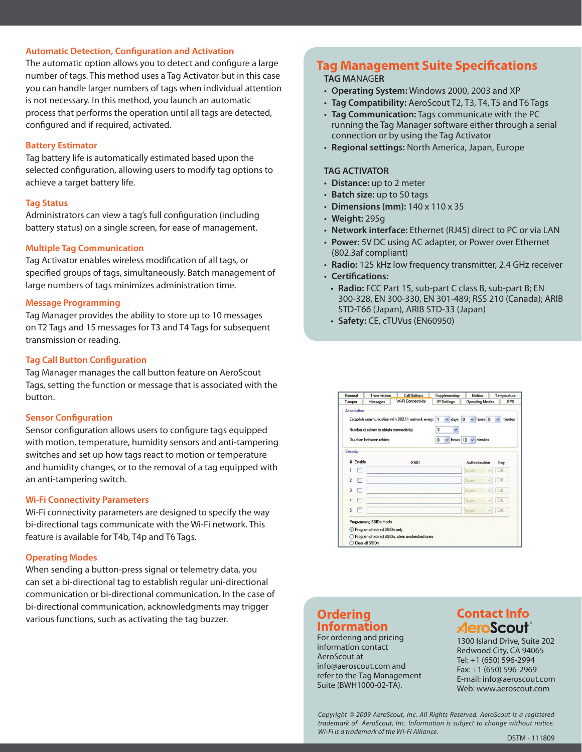### Automatic Detection, Configuration and Activation

The automatic option allows you to detect and configure a large number of tags. This method uses a Tag Activator but in this case you can handle larger numbers of tags when individual attention is not necessary. In this method, you launch an automatic process that performs the operation until all tags are detected, configured and if required, activated.

### Battery Estimator

Tag battery life is automatically estimated based upon the selected configuration, allowing users to modify tag options to achieve a target battery life.

### Tag Status

Administrators can view a tag's full configuration (including battery status) on a single screen, for ease of management.

### Multiple Tag Communication

Tag Activator enables wireless modification of all tags, or specified groups of tags, simultaneously. Batch management of large numbers of tags minimizes administration time.

### Message Programming

Tag Manager provides the ability to store up to 10 messages on T2 Tags and 15 messages for T3 and T4 Tags for subsequent transmission or reading.

### Tag Call Button Configuration

Tag Manager manages the call button feature on AeroScout Tags, setting the function or message that is associated with the button.

### Sensor Configuration

Sensor configuration allows users to configure tags equipped with motion, temperature, humidity sensors and anti-tampering switches and set up how tags react to motion or temperature and humidity changes, or to the removal of a tag equipped with an anti-tampering switch.

### Wi-Fi Connectivity Parameters

Wi-Fi connectivity parameters are designed to specify the way bi-directional tags communicate with the Wi-Fi network. This feature is available for T4b, T4p and T6 Tags.

### Operating Modes

When sending a button-press signal or telemetry data, you can set a bi-directional tag to establish regular uni-directional communication or bi-directional communication. In the case of bi-directional communication, acknowledgments may trigger various functions, such as activating the tag buzzer.

## Tag Management Suite Specifications

**TAG MANAGER**

- **Operating System:** Windows 2000, 2003 and XP
- **Tag Compatibility:** AeroScout T2, T3, T4, T5 and T6 Tags
- **Tag Communication:** Tags communicate with the PC running the Tag Manager software either through a serial connection or by using the Tag Activator
- **Regional settings:** North America, Japan, Europe

**TAG ACTIVATOR**

- **Distance:** up to 2 meter
- **Batch size:** up to 50 tags
- **Dimensions (mm):** 140 x 110 x 35
- **Weight:** 295g
- **Network interface:** Ethernet (RJ45) direct to PC or via LAN
- **Power:** 5V DC using AC adapter, or Power over Ethernet (802.3af compliant)
- **Radio:** 125 kHz low frequency transmitter, 2.4 GHz receiver
- **Certifications:**
  - **Radio:** FCC Part 15, sub-part C class B, sub-part B; EN 300-328, EN 300-330, EN 301-489; RSS 210 (Canada); ARIB STD-T66 (Japan), ARIB STD-33 (Japan)
  - **Safety:** CE, cTUVus (EN60950)

## Ordering Information

For ordering and pricing information contact AeroScout at info@aeroscout.com and refer to the Tag Management Suite (BWH1000-02-TA).

## Contact Info

AeroScout®

1300 Island Drive, Suite 202
Redwood City, CA 94065
Tel: +1 (650) 596-2994
Fax: +1 (650) 596-2969
E-mail: info@aeroscout.com
Web: www.aeroscout.com

*Copyright © 2009 AeroScout, Inc. All Rights Reserved. AeroScout is a registered trademark of AeroScout, Inc. Information is subject to change without notice. Wi-Fi is a trademark of the Wi-Fi Alliance.*

DSTM - 111809